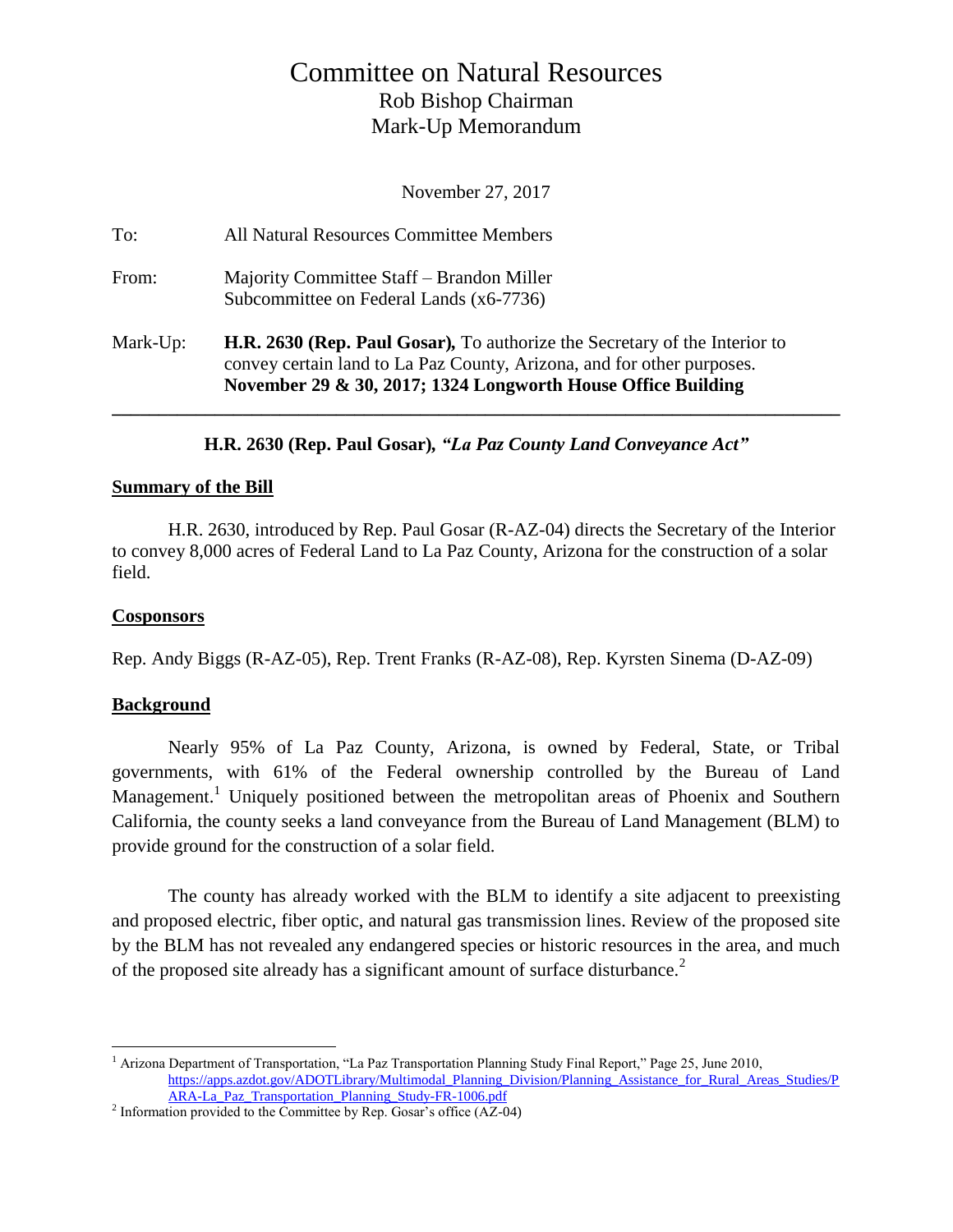# Committee on Natural Resources

## Rob Bishop Chairman

## Mark-Up Memorandum

November 27, 2017

To: All Natural Resources Committee Members

From: Majority Committee Staff – Brandon Miller
Subcommittee on Federal Lands (x6-7736)

Mark-Up: **H.R. 2630 (Rep. Paul Gosar),** To authorize the Secretary of the Interior to convey certain land to La Paz County, Arizona, and for other purposes.
**November 29 & 30, 2017; 1324 Longworth House Office Building**

---

**H.R. 2630 (Rep. Paul Gosar),** ***"La Paz County Land Conveyance Act"***

**Summary of the Bill**

H.R. 2630, introduced by Rep. Paul Gosar (R-AZ-04) directs the Secretary of the Interior to convey 8,000 acres of Federal Land to La Paz County, Arizona for the construction of a solar field.

**Cosponsors**

Rep. Andy Biggs (R-AZ-05), Rep. Trent Franks (R-AZ-08), Rep. Kyrsten Sinema (D-AZ-09)

**Background**

Nearly 95% of La Paz County, Arizona, is owned by Federal, State, or Tribal governments, with 61% of the Federal ownership controlled by the Bureau of Land Management.[1] Uniquely positioned between the metropolitan areas of Phoenix and Southern California, the county seeks a land conveyance from the Bureau of Land Management (BLM) to provide ground for the construction of a solar field.

The county has already worked with the BLM to identify a site adjacent to preexisting and proposed electric, fiber optic, and natural gas transmission lines. Review of the proposed site by the BLM has not revealed any endangered species or historic resources in the area, and much of the proposed site already has a significant amount of surface disturbance.[2]

---

[1] Arizona Department of Transportation, "La Paz Transportation Planning Study Final Report," Page 25, June 2010, https://apps.azdot.gov/ADOTLibrary/Multimodal_Planning_Division/Planning_Assistance_for_Rural_Areas_Studies/PARA-La_Paz_Transportation_Planning_Study-FR-1006.pdf

[2] Information provided to the Committee by Rep. Gosar's office (AZ-04)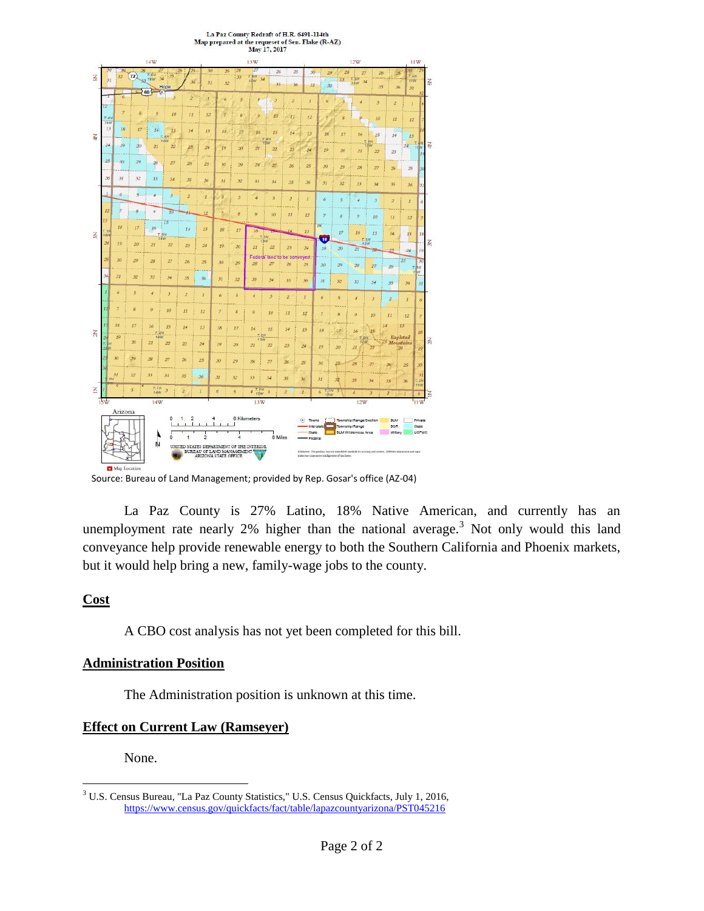La Paz County Redraft of H.R. 6491-114th
Map prepared at the request of Sen. Flake (R-AZ)
May 17, 2017

Source: Bureau of Land Management; provided by Rep. Gosar's office (AZ-04)

La Paz County is 27% Latino, 18% Native American, and currently has an unemployment rate nearly 2% higher than the national average.[3] Not only would this land conveyance help provide renewable energy to both the Southern California and Phoenix markets, but it would help bring a new, family-wage jobs to the county.

## Cost

A CBO cost analysis has not yet been completed for this bill.

## Administration Position

The Administration position is unknown at this time.

## Effect on Current Law (Ramseyer)

None.

---

[3] U.S. Census Bureau, "La Paz County Statistics," U.S. Census Quickfacts, July 1, 2016, https://www.census.gov/quickfacts/fact/table/lapazcountyarizona/PST045216